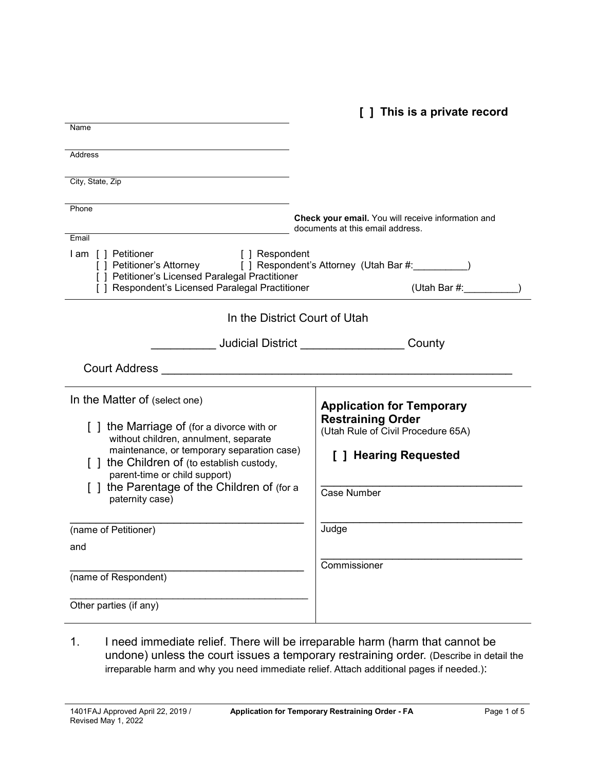**[ ] This is a private record**

______________________________
Name

______________________________
Address

______________________________
City, State, Zip

______________________________
Phone

______________________________
Email

**Check your email.** You will receive information and documents at this email address.

I am [ ] Petitioner [ ] Respondent
[ ] Petitioner's Attorney [ ] Respondent's Attorney (Utah Bar #:__________)
[ ] Petitioner's Licensed Paralegal Practitioner
[ ] Respondent's Licensed Paralegal Practitioner (Utah Bar #:__________)

In the District Court of Utah

__________ Judicial District ________________ County

Court Address ______________________________________________________

| In the Matter of (select one) | **Application for Temporary Restraining Order** (Utah Rule of Civil Procedure 65A) |
|---|---|
| [ ] the Marriage of (for a divorce with or without children, annulment, separate maintenance, or temporary separation case) | **[ ] Hearing Requested** |
| [ ] the Children of (to establish custody, parent-time or child support) | ______________________ Case Number |
| [ ] the Parentage of the Children of (for a paternity case) | ______________________ Judge |
| ______________________ (name of Petitioner) | ______________________ Commissioner |
| and | |
| ______________________ (name of Respondent) | |
| ______________________ Other parties (if any) | |

1. I need immediate relief. There will be irreparable harm (harm that cannot be undone) unless the court issues a temporary restraining order. (Describe in detail the irreparable harm and why you need immediate relief. Attach additional pages if needed.):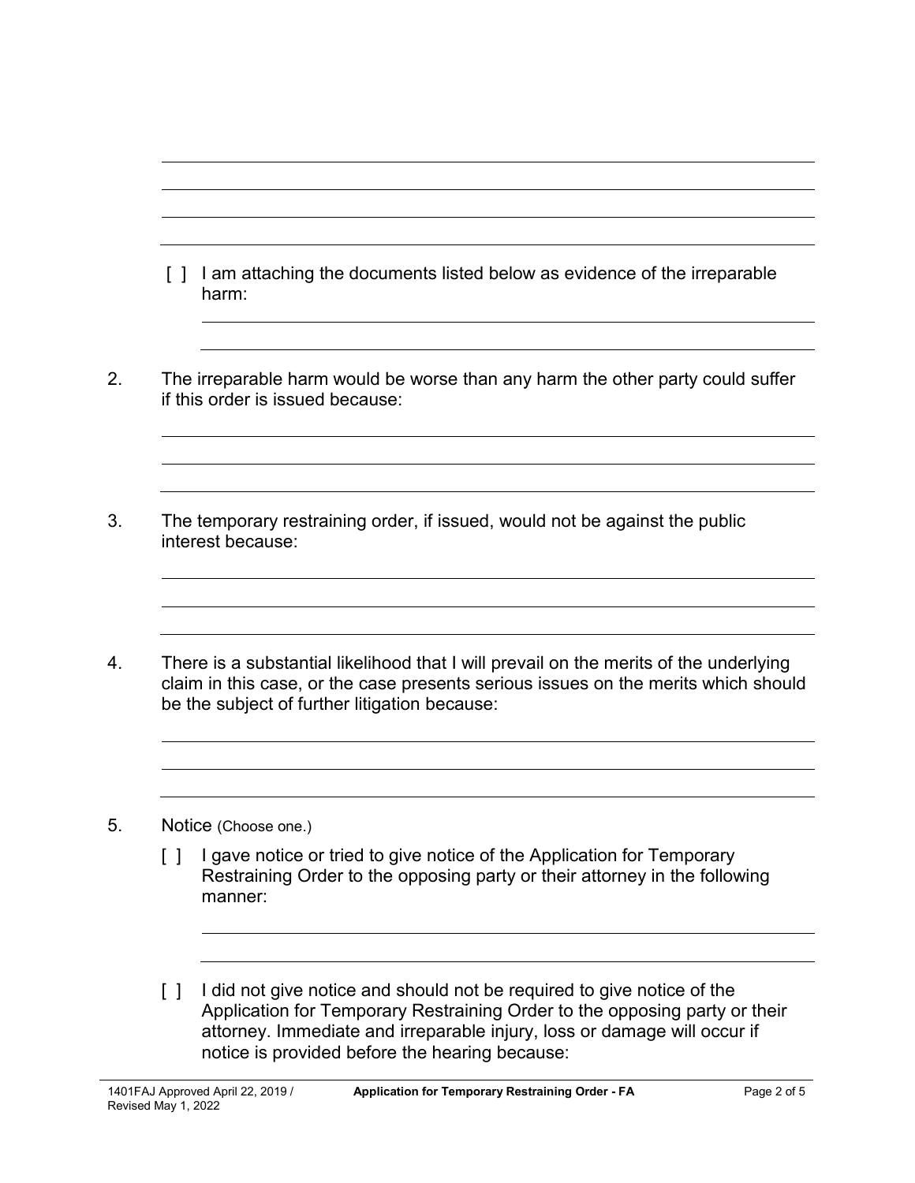\_\_\_\_\_\_\_\_\_\_\_\_\_\_\_\_\_\_\_\_\_\_\_\_\_\_\_\_\_\_\_\_\_\_\_\_\_\_\_\_\_\_\_\_\_\_\_\_\_\_\_\_\_\_\_\_\_\_\_\_\_\_\_\_\_\_\_\_\_\_

\_\_\_\_\_\_\_\_\_\_\_\_\_\_\_\_\_\_\_\_\_\_\_\_\_\_\_\_\_\_\_\_\_\_\_\_\_\_\_\_\_\_\_\_\_\_\_\_\_\_\_\_\_\_\_\_\_\_\_\_\_\_\_\_\_\_\_\_\_\_

\_\_\_\_\_\_\_\_\_\_\_\_\_\_\_\_\_\_\_\_\_\_\_\_\_\_\_\_\_\_\_\_\_\_\_\_\_\_\_\_\_\_\_\_\_\_\_\_\_\_\_\_\_\_\_\_\_\_\_\_\_\_\_\_\_\_\_\_\_\_

\_\_\_\_\_\_\_\_\_\_\_\_\_\_\_\_\_\_\_\_\_\_\_\_\_\_\_\_\_\_\_\_\_\_\_\_\_\_\_\_\_\_\_\_\_\_\_\_\_\_\_\_\_\_\_\_\_\_\_\_\_\_\_\_\_\_\_\_\_\_

[ ] I am attaching the documents listed below as evidence of the irreparable harm:

\_\_\_\_\_\_\_\_\_\_\_\_\_\_\_\_\_\_\_\_\_\_\_\_\_\_\_\_\_\_\_\_\_\_\_\_\_\_\_\_\_\_\_\_\_\_\_\_\_\_\_\_\_\_\_\_\_\_\_\_\_\_\_\_\_\_

\_\_\_\_\_\_\_\_\_\_\_\_\_\_\_\_\_\_\_\_\_\_\_\_\_\_\_\_\_\_\_\_\_\_\_\_\_\_\_\_\_\_\_\_\_\_\_\_\_\_\_\_\_\_\_\_\_\_\_\_\_\_\_\_\_\_

2. The irreparable harm would be worse than any harm the other party could suffer if this order is issued because:

\_\_\_\_\_\_\_\_\_\_\_\_\_\_\_\_\_\_\_\_\_\_\_\_\_\_\_\_\_\_\_\_\_\_\_\_\_\_\_\_\_\_\_\_\_\_\_\_\_\_\_\_\_\_\_\_\_\_\_\_\_\_\_\_\_\_\_\_\_\_

\_\_\_\_\_\_\_\_\_\_\_\_\_\_\_\_\_\_\_\_\_\_\_\_\_\_\_\_\_\_\_\_\_\_\_\_\_\_\_\_\_\_\_\_\_\_\_\_\_\_\_\_\_\_\_\_\_\_\_\_\_\_\_\_\_\_\_\_\_\_

\_\_\_\_\_\_\_\_\_\_\_\_\_\_\_\_\_\_\_\_\_\_\_\_\_\_\_\_\_\_\_\_\_\_\_\_\_\_\_\_\_\_\_\_\_\_\_\_\_\_\_\_\_\_\_\_\_\_\_\_\_\_\_\_\_\_\_\_\_\_

3. The temporary restraining order, if issued, would not be against the public interest because:

\_\_\_\_\_\_\_\_\_\_\_\_\_\_\_\_\_\_\_\_\_\_\_\_\_\_\_\_\_\_\_\_\_\_\_\_\_\_\_\_\_\_\_\_\_\_\_\_\_\_\_\_\_\_\_\_\_\_\_\_\_\_\_\_\_\_\_\_\_\_

\_\_\_\_\_\_\_\_\_\_\_\_\_\_\_\_\_\_\_\_\_\_\_\_\_\_\_\_\_\_\_\_\_\_\_\_\_\_\_\_\_\_\_\_\_\_\_\_\_\_\_\_\_\_\_\_\_\_\_\_\_\_\_\_\_\_\_\_\_\_

\_\_\_\_\_\_\_\_\_\_\_\_\_\_\_\_\_\_\_\_\_\_\_\_\_\_\_\_\_\_\_\_\_\_\_\_\_\_\_\_\_\_\_\_\_\_\_\_\_\_\_\_\_\_\_\_\_\_\_\_\_\_\_\_\_\_\_\_\_\_

4. There is a substantial likelihood that I will prevail on the merits of the underlying claim in this case, or the case presents serious issues on the merits which should be the subject of further litigation because:

\_\_\_\_\_\_\_\_\_\_\_\_\_\_\_\_\_\_\_\_\_\_\_\_\_\_\_\_\_\_\_\_\_\_\_\_\_\_\_\_\_\_\_\_\_\_\_\_\_\_\_\_\_\_\_\_\_\_\_\_\_\_\_\_\_\_\_\_\_\_

\_\_\_\_\_\_\_\_\_\_\_\_\_\_\_\_\_\_\_\_\_\_\_\_\_\_\_\_\_\_\_\_\_\_\_\_\_\_\_\_\_\_\_\_\_\_\_\_\_\_\_\_\_\_\_\_\_\_\_\_\_\_\_\_\_\_\_\_\_\_

\_\_\_\_\_\_\_\_\_\_\_\_\_\_\_\_\_\_\_\_\_\_\_\_\_\_\_\_\_\_\_\_\_\_\_\_\_\_\_\_\_\_\_\_\_\_\_\_\_\_\_\_\_\_\_\_\_\_\_\_\_\_\_\_\_\_\_\_\_\_

5. Notice (Choose one.)

   [ ] I gave notice or tried to give notice of the Application for Temporary Restraining Order to the opposing party or their attorney in the following manner:

   \_\_\_\_\_\_\_\_\_\_\_\_\_\_\_\_\_\_\_\_\_\_\_\_\_\_\_\_\_\_\_\_\_\_\_\_\_\_\_\_\_\_\_\_\_\_\_\_\_\_\_\_\_\_\_\_\_\_\_\_\_\_\_\_\_\_

   \_\_\_\_\_\_\_\_\_\_\_\_\_\_\_\_\_\_\_\_\_\_\_\_\_\_\_\_\_\_\_\_\_\_\_\_\_\_\_\_\_\_\_\_\_\_\_\_\_\_\_\_\_\_\_\_\_\_\_\_\_\_\_\_\_\_

   [ ] I did not give notice and should not be required to give notice of the Application for Temporary Restraining Order to the opposing party or their attorney. Immediate and irreparable injury, loss or damage will occur if notice is provided before the hearing because: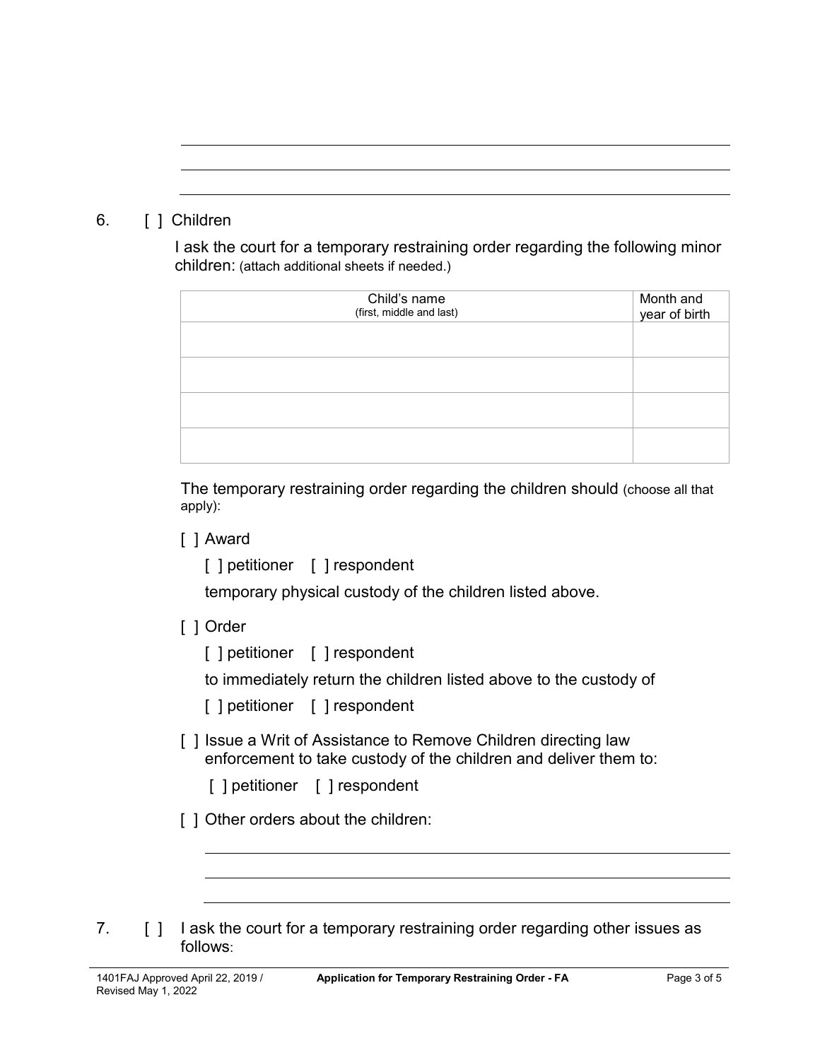6. [ ] Children

I ask the court for a temporary restraining order regarding the following minor children: (attach additional sheets if needed.)

| Child's name (first, middle and last) | Month and year of birth |
| --- | --- |
| | |
| | |
| | |
| | |

The temporary restraining order regarding the children should (choose all that apply):

[ ] Award

[ ] petitioner [ ] respondent

temporary physical custody of the children listed above.

[ ] Order

[ ] petitioner [ ] respondent

to immediately return the children listed above to the custody of

[ ] petitioner [ ] respondent

[ ] Issue a Writ of Assistance to Remove Children directing law enforcement to take custody of the children and deliver them to:

[ ] petitioner [ ] respondent

[ ] Other orders about the children:

7. [ ] I ask the court for a temporary restraining order regarding other issues as follows: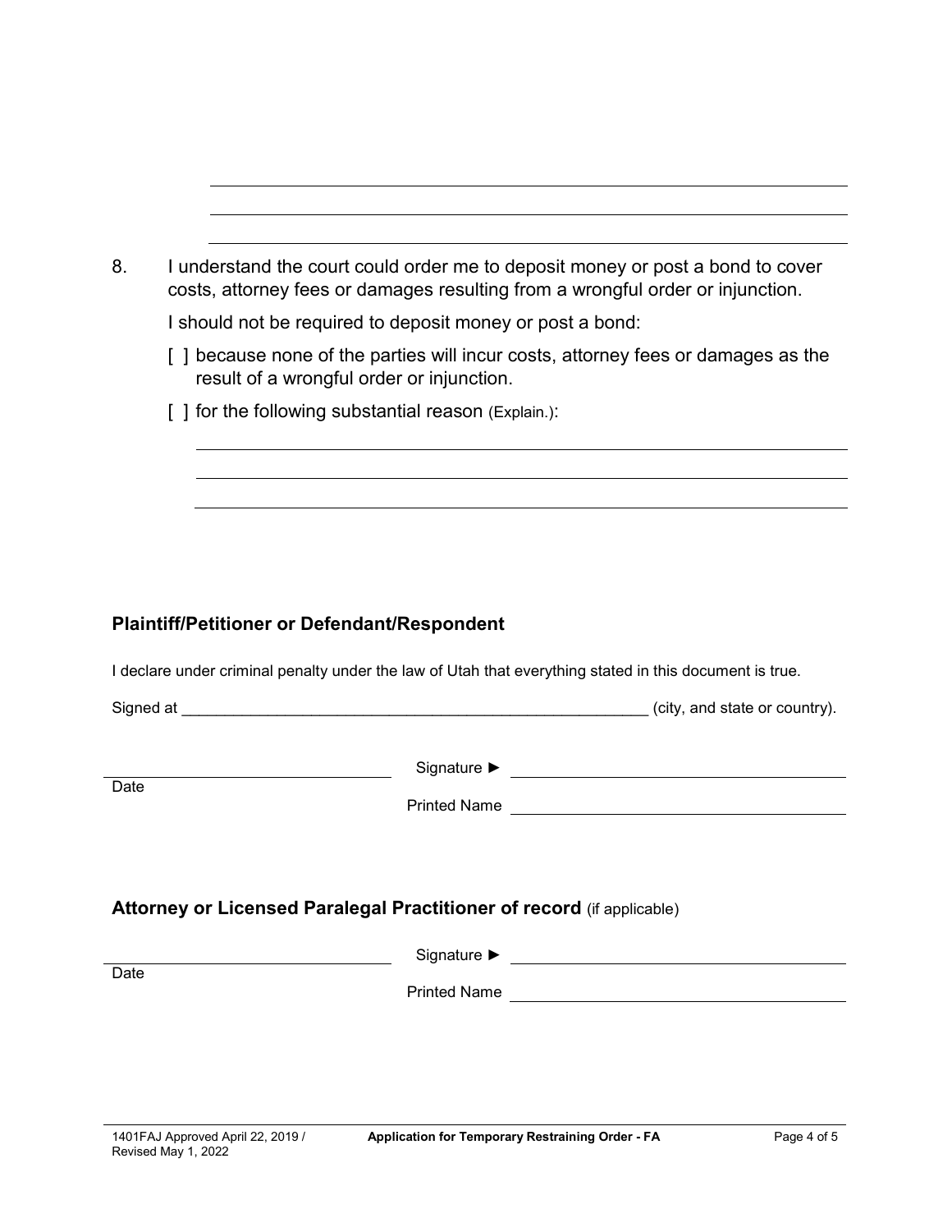\_\_\_\_\_\_\_\_\_\_\_\_\_\_\_\_\_\_\_\_\_\_\_\_\_\_\_\_\_\_\_\_\_\_\_\_\_\_\_\_\_\_\_\_\_\_\_\_\_\_\_\_\_\_\_\_

\_\_\_\_\_\_\_\_\_\_\_\_\_\_\_\_\_\_\_\_\_\_\_\_\_\_\_\_\_\_\_\_\_\_\_\_\_\_\_\_\_\_\_\_\_\_\_\_\_\_\_\_\_\_\_\_

\_\_\_\_\_\_\_\_\_\_\_\_\_\_\_\_\_\_\_\_\_\_\_\_\_\_\_\_\_\_\_\_\_\_\_\_\_\_\_\_\_\_\_\_\_\_\_\_\_\_\_\_\_\_\_\_

8. I understand the court could order me to deposit money or post a bond to cover costs, attorney fees or damages resulting from a wrongful order or injunction.

   I should not be required to deposit money or post a bond:

   [ ] because none of the parties will incur costs, attorney fees or damages as the result of a wrongful order or injunction.

   [ ] for the following substantial reason (Explain.):

   \_\_\_\_\_\_\_\_\_\_\_\_\_\_\_\_\_\_\_\_\_\_\_\_\_\_\_\_\_\_\_\_\_\_\_\_\_\_\_\_\_\_\_\_\_\_\_\_\_\_\_\_\_\_\_\_

   \_\_\_\_\_\_\_\_\_\_\_\_\_\_\_\_\_\_\_\_\_\_\_\_\_\_\_\_\_\_\_\_\_\_\_\_\_\_\_\_\_\_\_\_\_\_\_\_\_\_\_\_\_\_\_\_

   \_\_\_\_\_\_\_\_\_\_\_\_\_\_\_\_\_\_\_\_\_\_\_\_\_\_\_\_\_\_\_\_\_\_\_\_\_\_\_\_\_\_\_\_\_\_\_\_\_\_\_\_\_\_\_\_

### Plaintiff/Petitioner or Defendant/Respondent

I declare under criminal penalty under the law of Utah that everything stated in this document is true.

Signed at \_\_\_\_\_\_\_\_\_\_\_\_\_\_\_\_\_\_\_\_\_\_\_\_\_\_\_\_\_\_\_\_\_\_\_\_\_\_\_\_\_\_\_\_\_\_\_\_\_\_\_\_\_\_\_\_ (city, and state or country).

\_\_\_\_\_\_\_\_\_\_\_\_\_\_\_\_\_\_\_\_\_\_\_\_\_\_\_\_\_\_ Signature ► \_\_\_\_\_\_\_\_\_\_\_\_\_\_\_\_\_\_\_\_\_\_\_\_\_\_\_\_\_\_\_\_\_\_\_\_\_\_\_\_

Date

Printed Name \_\_\_\_\_\_\_\_\_\_\_\_\_\_\_\_\_\_\_\_\_\_\_\_\_\_\_\_\_\_\_\_\_\_\_\_\_\_\_\_

### Attorney or Licensed Paralegal Practitioner of record (if applicable)

\_\_\_\_\_\_\_\_\_\_\_\_\_\_\_\_\_\_\_\_\_\_\_\_\_\_\_\_\_\_ Signature ► \_\_\_\_\_\_\_\_\_\_\_\_\_\_\_\_\_\_\_\_\_\_\_\_\_\_\_\_\_\_\_\_\_\_\_\_\_\_\_\_

Date

Printed Name \_\_\_\_\_\_\_\_\_\_\_\_\_\_\_\_\_\_\_\_\_\_\_\_\_\_\_\_\_\_\_\_\_\_\_\_\_\_\_\_

1401FAJ Approved April 22, 2019 / Revised May 1, 2022 — Application for Temporary Restraining Order - FA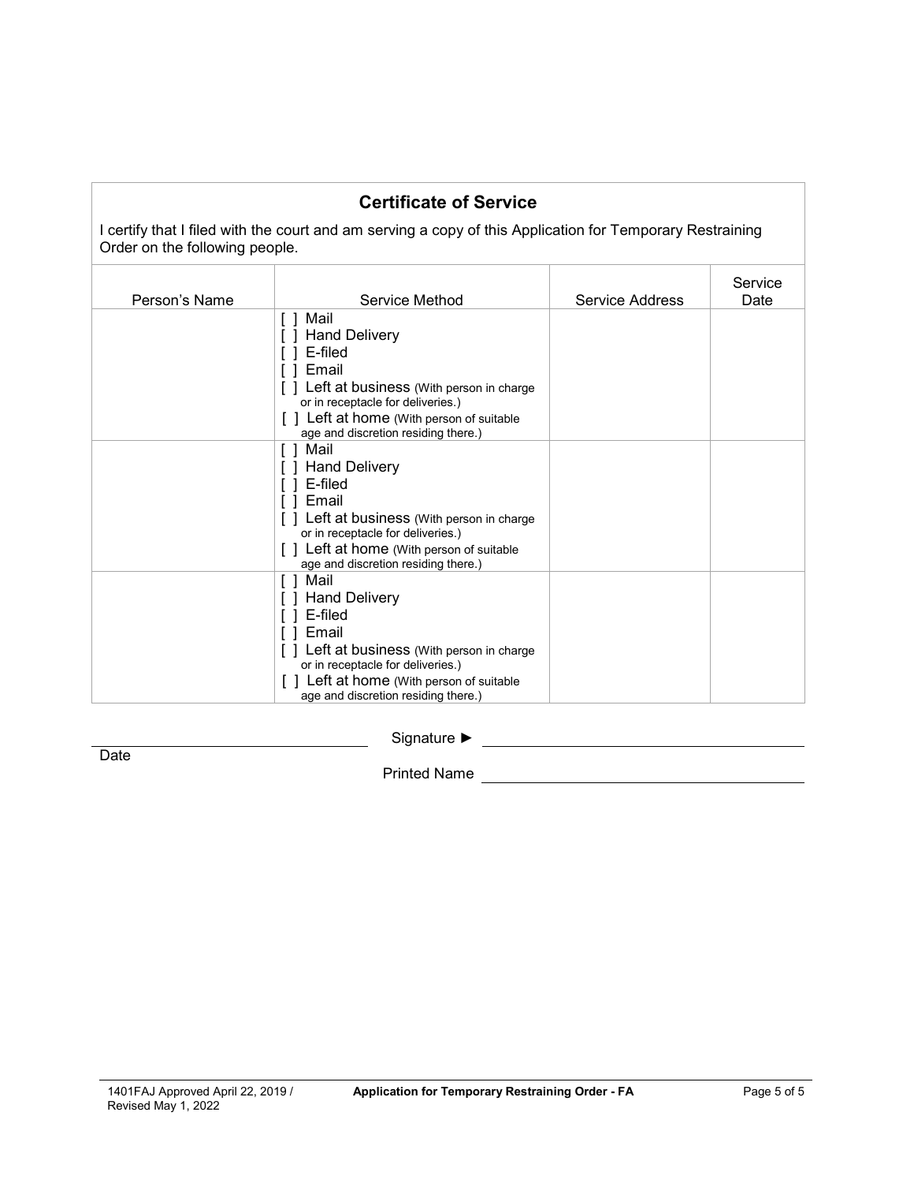## Certificate of Service

I certify that I filed with the court and am serving a copy of this Application for Temporary Restraining Order on the following people.

| Person's Name | Service Method | Service Address | Service Date |
|---|---|---|---|
| | [ ] Mail<br>[ ] Hand Delivery<br>[ ] E-filed<br>[ ] Email<br>[ ] Left at business (With person in charge or in receptacle for deliveries.)<br>[ ] Left at home (With person of suitable age and discretion residing there.) | | |
| | [ ] Mail<br>[ ] Hand Delivery<br>[ ] E-filed<br>[ ] Email<br>[ ] Left at business (With person in charge or in receptacle for deliveries.)<br>[ ] Left at home (With person of suitable age and discretion residing there.) | | |
| | [ ] Mail<br>[ ] Hand Delivery<br>[ ] E-filed<br>[ ] Email<br>[ ] Left at business (With person in charge or in receptacle for deliveries.)<br>[ ] Left at home (With person of suitable age and discretion residing there.) | | |

______________________________
Date

Signature ► ______________________________

Printed Name ______________________________

1401FAJ Approved April 22, 2019 / Revised May 1, 2022 — **Application for Temporary Restraining Order - FA**